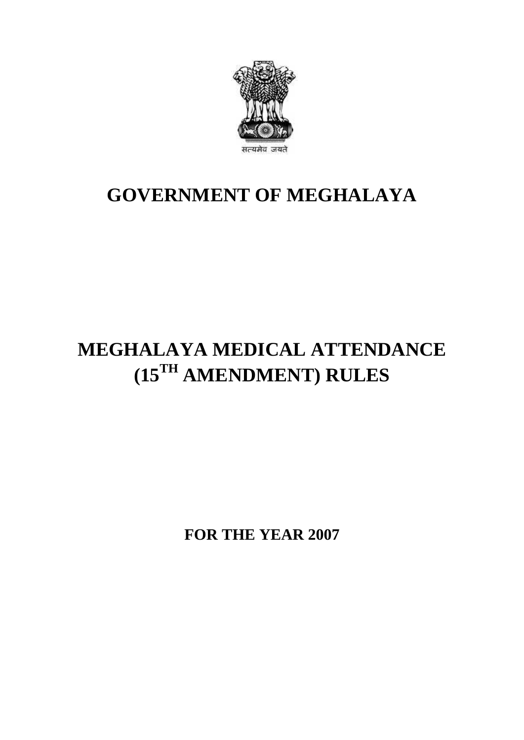सत्यमेव जयते

# GOVERNMENT OF MEGHALAYA

# MEGHALAYA MEDICAL ATTENDANCE (15TH AMENDMENT) RULES

## FOR THE YEAR 2007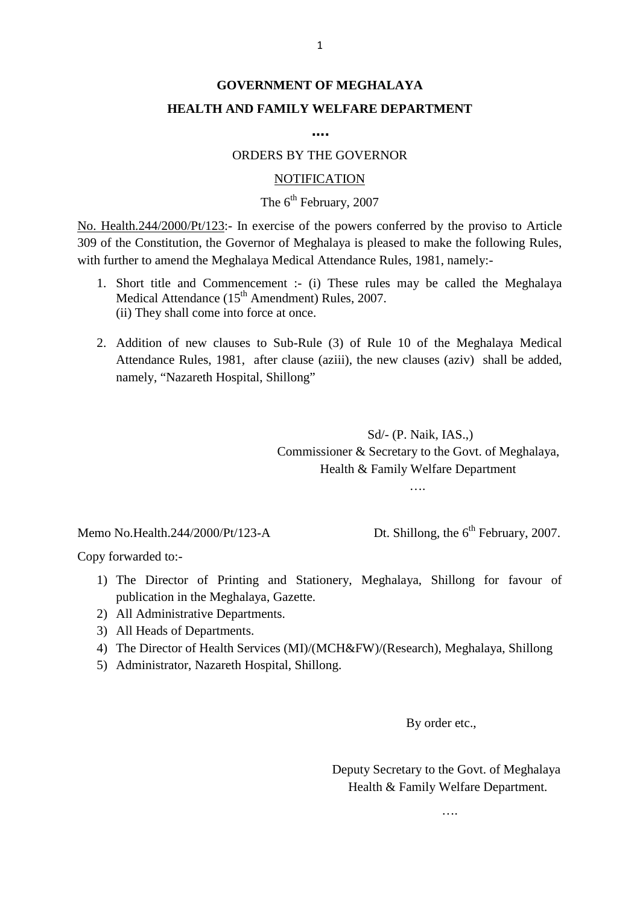**GOVERNMENT OF MEGHALAYA**

**HEALTH AND FAMILY WELFARE DEPARTMENT**

**....**

ORDERS BY THE GOVERNOR

NOTIFICATION

The 6th February, 2007

No. Health.244/2000/Pt/123:- In exercise of the powers conferred by the proviso to Article 309 of the Constitution, the Governor of Meghalaya is pleased to make the following Rules, with further to amend the Meghalaya Medical Attendance Rules, 1981, namely:-

1. Short title and Commencement :- (i) These rules may be called the Meghalaya Medical Attendance (15th Amendment) Rules, 2007.
   (ii) They shall come into force at once.

2. Addition of new clauses to Sub-Rule (3) of Rule 10 of the Meghalaya Medical Attendance Rules, 1981, after clause (aziii), the new clauses (aziv) shall be added, namely, "Nazareth Hospital, Shillong"

Sd/- (P. Naik, IAS.,)
Commissioner & Secretary to the Govt. of Meghalaya,
Health & Family Welfare Department

….

Memo No.Health.244/2000/Pt/123-A    Dt. Shillong, the 6th February, 2007.

Copy forwarded to:-

1) The Director of Printing and Stationery, Meghalaya, Shillong for favour of publication in the Meghalaya, Gazette.
2) All Administrative Departments.
3) All Heads of Departments.
4) The Director of Health Services (MI)/(MCH&FW)/(Research), Meghalaya, Shillong
5) Administrator, Nazareth Hospital, Shillong.

By order etc.,

Deputy Secretary to the Govt. of Meghalaya
Health & Family Welfare Department.

….